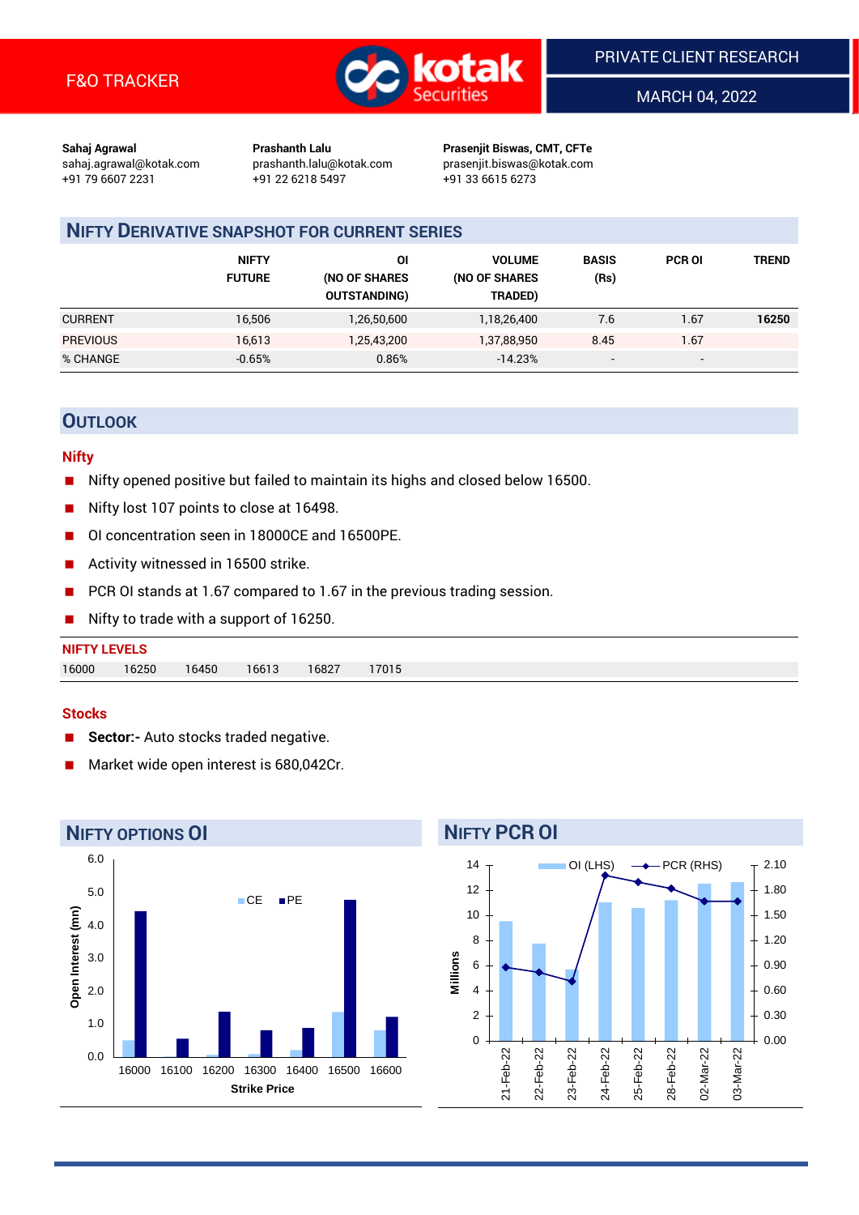F&O TRACKER

PRIVATE CLIENT RESEARCH

MARCH 04, 2022

**Sahaj Agrawal**
sahaj.agrawal@kotak.com
+91 79 6607 2231

**Prashanth Lalu**
prashanth.lalu@kotak.com
+91 22 6218 5497

**Prasenjit Biswas, CMT, CFTe**
prasenjit.biswas@kotak.com
+91 33 6615 6273

## NIFTY DERIVATIVE SNAPSHOT FOR CURRENT SERIES

| | NIFTY FUTURE | OI (NO OF SHARES OUTSTANDING) | VOLUME (NO OF SHARES TRADED) | BASIS (Rs) | PCR OI | TREND |
|---|---|---|---|---|---|---|
| CURRENT | 16,506 | 1,26,50,600 | 1,18,26,400 | 7.6 | 1.67 | **16250** |
| PREVIOUS | 16,613 | 1,25,43,200 | 1,37,88,950 | 8.45 | 1.67 | |
| % CHANGE | -0.65% | 0.86% | -14.23% | - | - | |

## OUTLOOK

### Nifty

- Nifty opened positive but failed to maintain its highs and closed below 16500.
- Nifty lost 107 points to close at 16498.
- OI concentration seen in 18000CE and 16500PE.
- Activity witnessed in 16500 strike.
- PCR OI stands at 1.67 compared to 1.67 in the previous trading session.
- Nifty to trade with a support of 16250.

**NIFTY LEVELS**

| 16000 | 16250 | 16450 | 16613 | 16827 | 17015 |
|---|---|---|---|---|---|

### Stocks

- **Sector:-** Auto stocks traded negative.
- Market wide open interest is 680,042Cr.

## NIFTY OPTIONS OI

## NIFTY PCR OI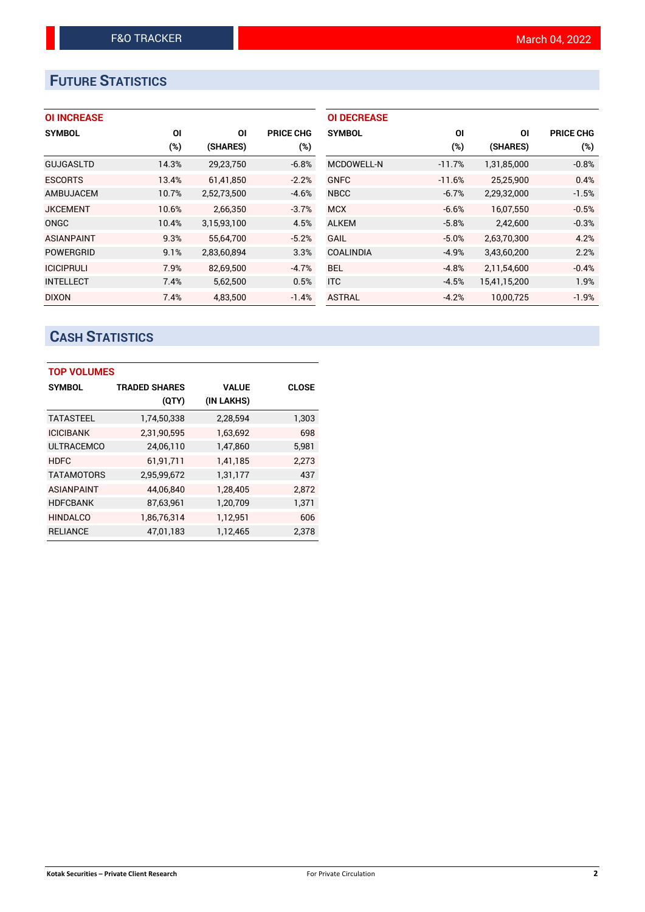# FUTURE STATISTICS

### OI INCREASE

| SYMBOL | OI (%) | OI (SHARES) | PRICE CHG (%) |
|---|---|---|---|
| GUJGASLTD | 14.3% | 29,23,750 | -6.8% |
| ESCORTS | 13.4% | 61,41,850 | -2.2% |
| AMBUJACEM | 10.7% | 2,52,73,500 | -4.6% |
| JKCEMENT | 10.6% | 2,66,350 | -3.7% |
| ONGC | 10.4% | 3,15,93,100 | 4.5% |
| ASIANPAINT | 9.3% | 55,64,700 | -5.2% |
| POWERGRID | 9.1% | 2,83,60,894 | 3.3% |
| ICICIPRULI | 7.9% | 82,69,500 | -4.7% |
| INTELLECT | 7.4% | 5,62,500 | 0.5% |
| DIXON | 7.4% | 4,83,500 | -1.4% |

### OI DECREASE

| SYMBOL | OI (%) | OI (SHARES) | PRICE CHG (%) |
|---|---|---|---|
| MCDOWELL-N | -11.7% | 1,31,85,000 | -0.8% |
| GNFC | -11.6% | 25,25,900 | 0.4% |
| NBCC | -6.7% | 2,29,32,000 | -1.5% |
| MCX | -6.6% | 16,07,550 | -0.5% |
| ALKEM | -5.8% | 2,42,600 | -0.3% |
| GAIL | -5.0% | 2,63,70,300 | 4.2% |
| COALINDIA | -4.9% | 3,43,60,200 | 2.2% |
| BEL | -4.8% | 2,11,54,600 | -0.4% |
| ITC | -4.5% | 15,41,15,200 | 1.9% |
| ASTRAL | -4.2% | 10,00,725 | -1.9% |

# CASH STATISTICS

### TOP VOLUMES

| SYMBOL | TRADED SHARES (QTY) | VALUE (IN LAKHS) | CLOSE |
|---|---|---|---|
| TATASTEEL | 1,74,50,338 | 2,28,594 | 1,303 |
| ICICIBANK | 2,31,90,595 | 1,63,692 | 698 |
| ULTRACEMCO | 24,06,110 | 1,47,860 | 5,981 |
| HDFC | 61,91,711 | 1,41,185 | 2,273 |
| TATAMOTORS | 2,95,99,672 | 1,31,177 | 437 |
| ASIANPAINT | 44,06,840 | 1,28,405 | 2,872 |
| HDFCBANK | 87,63,961 | 1,20,709 | 1,371 |
| HINDALCO | 1,86,76,314 | 1,12,951 | 606 |
| RELIANCE | 47,01,183 | 1,12,465 | 2,378 |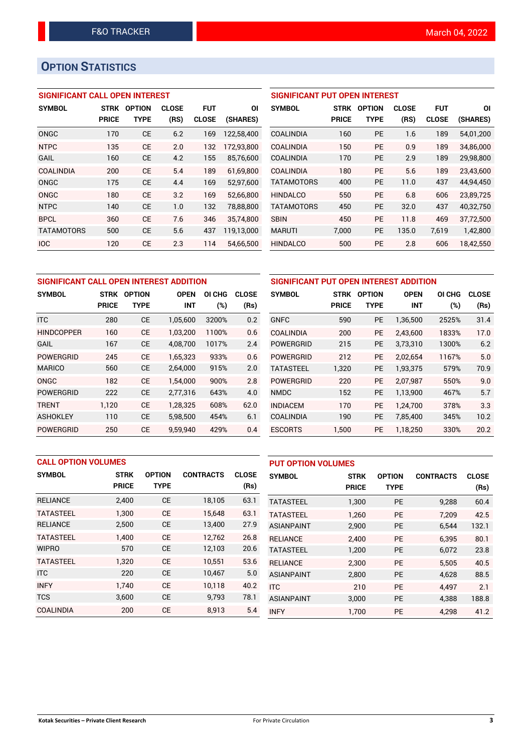# OPTION STATISTICS

## SIGNIFICANT CALL OPEN INTEREST

| SYMBOL | STRK PRICE | OPTION TYPE | CLOSE (RS) | FUT CLOSE | OI (SHARES) |
|---|---|---|---|---|---|
| ONGC | 170 | CE | 6.2 | 169 | 122,58,400 |
| NTPC | 135 | CE | 2.0 | 132 | 172,93,800 |
| GAIL | 160 | CE | 4.2 | 155 | 85,76,600 |
| COALINDIA | 200 | CE | 5.4 | 189 | 61,69,800 |
| ONGC | 175 | CE | 4.4 | 169 | 52,97,600 |
| ONGC | 180 | CE | 3.2 | 169 | 52,66,800 |
| NTPC | 140 | CE | 1.0 | 132 | 78,88,800 |
| BPCL | 360 | CE | 7.6 | 346 | 35,74,800 |
| TATAMOTORS | 500 | CE | 5.6 | 437 | 119,13,000 |
| IOC | 120 | CE | 2.3 | 114 | 54,66,500 |

## SIGNIFICANT PUT OPEN INTEREST

| SYMBOL | STRK PRICE | OPTION TYPE | CLOSE (RS) | FUT CLOSE | OI (SHARES) |
|---|---|---|---|---|---|
| COALINDIA | 160 | PE | 1.6 | 189 | 54,01,200 |
| COALINDIA | 150 | PE | 0.9 | 189 | 34,86,000 |
| COALINDIA | 170 | PE | 2.9 | 189 | 29,98,800 |
| COALINDIA | 180 | PE | 5.6 | 189 | 23,43,600 |
| TATAMOTORS | 400 | PE | 11.0 | 437 | 44,94,450 |
| HINDALCO | 550 | PE | 6.8 | 606 | 23,89,725 |
| TATAMOTORS | 450 | PE | 32.0 | 437 | 40,32,750 |
| SBIN | 450 | PE | 11.8 | 469 | 37,72,500 |
| MARUTI | 7,000 | PE | 135.0 | 7,619 | 1,42,800 |
| HINDALCO | 500 | PE | 2.8 | 606 | 18,42,550 |

## SIGNIFICANT CALL OPEN INTEREST ADDITION

| SYMBOL | STRK PRICE | OPTION TYPE | OPEN INT | OI CHG (%) | CLOSE (Rs) |
|---|---|---|---|---|---|
| ITC | 280 | CE | 1,05,600 | 3200% | 0.2 |
| HINDCOPPER | 160 | CE | 1,03,200 | 1100% | 0.6 |
| GAIL | 167 | CE | 4,08,700 | 1017% | 2.4 |
| POWERGRID | 245 | CE | 1,65,323 | 933% | 0.6 |
| MARICO | 560 | CE | 2,64,000 | 915% | 2.0 |
| ONGC | 182 | CE | 1,54,000 | 900% | 2.8 |
| POWERGRID | 222 | CE | 2,77,316 | 643% | 4.0 |
| TRENT | 1,120 | CE | 1,28,325 | 608% | 62.0 |
| ASHOKLEY | 110 | CE | 5,98,500 | 454% | 6.1 |
| POWERGRID | 250 | CE | 9,59,940 | 429% | 0.4 |

## SIGNIFICANT PUT OPEN INTEREST ADDITION

| SYMBOL | STRK PRICE | OPTION TYPE | OPEN INT | OI CHG (%) | CLOSE (Rs) |
|---|---|---|---|---|---|
| GNFC | 590 | PE | 1,36,500 | 2525% | 31.4 |
| COALINDIA | 200 | PE | 2,43,600 | 1833% | 17.0 |
| POWERGRID | 215 | PE | 3,73,310 | 1300% | 6.2 |
| POWERGRID | 212 | PE | 2,02,654 | 1167% | 5.0 |
| TATASTEEL | 1,320 | PE | 1,93,375 | 579% | 70.9 |
| POWERGRID | 220 | PE | 2,07,987 | 550% | 9.0 |
| NMDC | 152 | PE | 1,13,900 | 467% | 5.7 |
| INDIACEM | 170 | PE | 1,24,700 | 378% | 3.3 |
| COALINDIA | 190 | PE | 7,85,400 | 345% | 10.2 |
| ESCORTS | 1,500 | PE | 1,18,250 | 330% | 20.2 |

## CALL OPTION VOLUMES

| SYMBOL | STRK PRICE | OPTION TYPE | CONTRACTS | CLOSE (Rs) |
|---|---|---|---|---|
| RELIANCE | 2,400 | CE | 18,105 | 63.1 |
| TATASTEEL | 1,300 | CE | 15,648 | 63.1 |
| RELIANCE | 2,500 | CE | 13,400 | 27.9 |
| TATASTEEL | 1,400 | CE | 12,762 | 26.8 |
| WIPRO | 570 | CE | 12,103 | 20.6 |
| TATASTEEL | 1,320 | CE | 10,551 | 53.6 |
| ITC | 220 | CE | 10,467 | 5.0 |
| INFY | 1,740 | CE | 10,118 | 40.2 |
| TCS | 3,600 | CE | 9,793 | 78.1 |
| COALINDIA | 200 | CE | 8,913 | 5.4 |

## PUT OPTION VOLUMES

| SYMBOL | STRK PRICE | OPTION TYPE | CONTRACTS | CLOSE (Rs) |
|---|---|---|---|---|
| TATASTEEL | 1,300 | PE | 9,288 | 60.4 |
| TATASTEEL | 1,260 | PE | 7,209 | 42.5 |
| ASIANPAINT | 2,900 | PE | 6,544 | 132.1 |
| RELIANCE | 2,400 | PE | 6,395 | 80.1 |
| TATASTEEL | 1,200 | PE | 6,072 | 23.8 |
| RELIANCE | 2,300 | PE | 5,505 | 40.5 |
| ASIANPAINT | 2,800 | PE | 4,628 | 88.5 |
| ITC | 210 | PE | 4,497 | 2.1 |
| ASIANPAINT | 3,000 | PE | 4,388 | 188.8 |
| INFY | 1,700 | PE | 4,298 | 41.2 |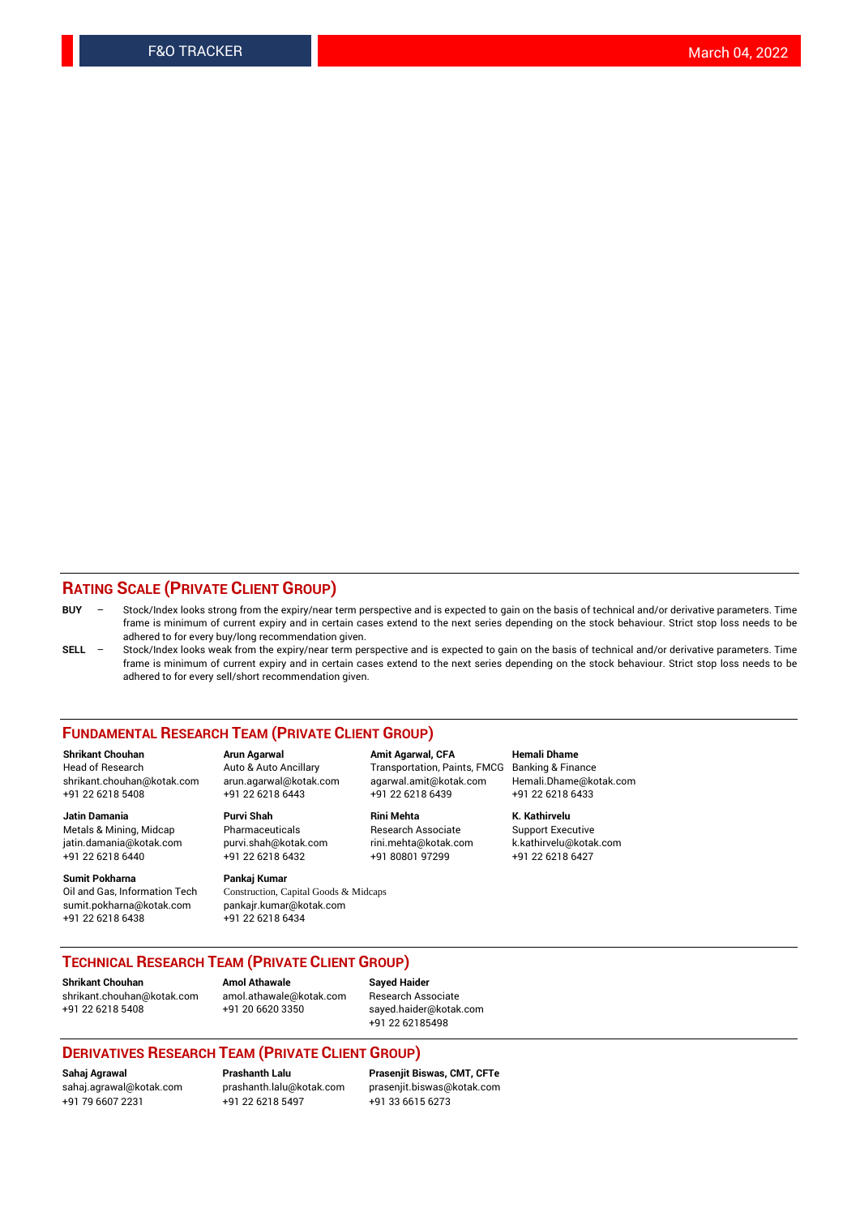## RATING SCALE (PRIVATE CLIENT GROUP)

**BUY** – Stock/Index looks strong from the expiry/near term perspective and is expected to gain on the basis of technical and/or derivative parameters. Time frame is minimum of current expiry and in certain cases extend to the next series depending on the stock behaviour. Strict stop loss needs to be adhered to for every buy/long recommendation given.

**SELL** – Stock/Index looks weak from the expiry/near term perspective and is expected to gain on the basis of technical and/or derivative parameters. Time frame is minimum of current expiry and in certain cases extend to the next series depending on the stock behaviour. Strict stop loss needs to be adhered to for every sell/short recommendation given.

## FUNDAMENTAL RESEARCH TEAM (PRIVATE CLIENT GROUP)

**Shrikant Chouhan**
Head of Research
shrikant.chouhan@kotak.com
+91 22 6218 5408

**Arun Agarwal**
Auto & Auto Ancillary
arun.agarwal@kotak.com
+91 22 6218 6443

**Amit Agarwal, CFA**
Transportation, Paints, FMCG
agarwal.amit@kotak.com
+91 22 6218 6439

**Hemali Dhame**
Banking & Finance
Hemali.Dhame@kotak.com
+91 22 6218 6433

**Jatin Damania**
Metals & Mining, Midcap
jatin.damania@kotak.com
+91 22 6218 6440

**Purvi Shah**
Pharmaceuticals
purvi.shah@kotak.com
+91 22 6218 6432

**Rini Mehta**
Research Associate
rini.mehta@kotak.com
+91 80801 97299

**K. Kathirvelu**
Support Executive
k.kathirvelu@kotak.com
+91 22 6218 6427

**Sumit Pokharna**
Oil and Gas, Information Tech
sumit.pokharna@kotak.com
+91 22 6218 6438

**Pankaj Kumar**
Construction, Capital Goods & Midcaps
pankajr.kumar@kotak.com
+91 22 6218 6434

## TECHNICAL RESEARCH TEAM (PRIVATE CLIENT GROUP)

**Shrikant Chouhan**
shrikant.chouhan@kotak.com
+91 22 6218 5408

**Amol Athawale**
amol.athawale@kotak.com
+91 20 6620 3350

**Sayed Haider**
Research Associate
sayed.haider@kotak.com
+91 22 62185498

## DERIVATIVES RESEARCH TEAM (PRIVATE CLIENT GROUP)

**Sahaj Agrawal**
sahaj.agrawal@kotak.com
+91 79 6607 2231

**Prashanth Lalu**
prashanth.lalu@kotak.com
+91 22 6218 5497

**Prasenjit Biswas, CMT, CFTe**
prasenjit.biswas@kotak.com
+91 33 6615 6273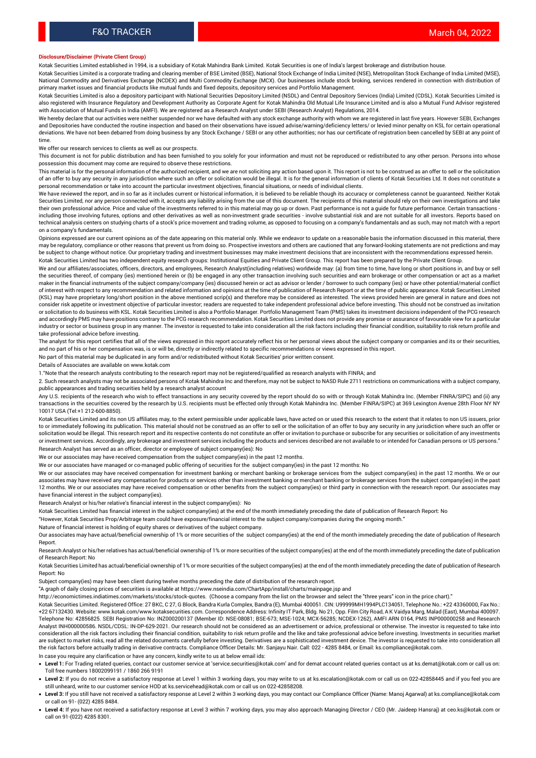**Disclosure/Disclaimer (Private Client Group)**

Kotak Securities Limited established in 1994, is a subsidiary of Kotak Mahindra Bank Limited. Kotak Securities is one of India's largest brokerage and distribution house.

Kotak Securities Limited is a corporate trading and clearing member of BSE Limited (BSE), National Stock Exchange of India Limited (NSE), Metropolitan Stock Exchange of India Limited (MSE), National Commodity and Derivatives Exchange (NCDEX) and Multi Commodity Exchange (MCX). Our businesses include stock broking, services rendered in connection with distribution of primary market issues and financial products like mutual funds and fixed deposits, depository services and Portfolio Management.

Kotak Securities Limited is also a depository participant with National Securities Depository Limited (NSDL) and Central Depository Services (India) Limited (CDSL). Kotak Securities Limited is also registered with Insurance Regulatory and Development Authority as Corporate Agent for Kotak Mahindra Old Mutual Life Insurance Limited and is also a Mutual Fund Advisor registered with Association of Mutual Funds in India (AMFI). We are registered as a Research Analyst under SEBI (Research Analyst) Regulations, 2014.

We hereby declare that our activities were neither suspended nor we have defaulted with any stock exchange authority with whom we are registered in last five years. However SEBI, Exchanges and Depositories have conducted the routine inspection and based on their observations have issued advise/warning/deficiency letters/ or levied minor penalty on KSL for certain operational deviations. We have not been debarred from doing business by any Stock Exchange / SEBI or any other authorities; nor has our certificate of registration been cancelled by SEBI at any point of time.

We offer our research services to clients as well as our prospects.

This document is not for public distribution and has been furnished to you solely for your information and must not be reproduced or redistributed to any other person. Persons into whose possession this document may come are required to observe these restrictions.

This material is for the personal information of the authorized recipient, and we are not soliciting any action based upon it. This report is not to be construed as an offer to sell or the solicitation of an offer to buy any security in any jurisdiction where such an offer or solicitation would be illegal. It is for the general information of clients of Kotak Securities Ltd. It does not constitute a personal recommendation or take into account the particular investment objectives, financial situations, or needs of individual clients.

We have reviewed the report, and in so far as it includes current or historical information, it is believed to be reliable though its accuracy or completeness cannot be guaranteed. Neither Kotak Securities Limited, nor any person connected with it, accepts any liability arising from the use of this document. The recipients of this material should rely on their own investigations and take their own professional advice. Price and value of the investments referred to in this material may go up or down. Past performance is not a guide for future performance. Certain transactions - including those involving futures, options and other derivatives as well as non-investment grade securities - involve substantial risk and are not suitable for all investors. Reports based on technical analysis centers on studying charts of a stock's price movement and trading volume, as opposed to focusing on a company's fundamentals and as such, may not match with a report on a company's fundamentals.

Opinions expressed are our current opinions as of the date appearing on this material only. While we endeavor to update on a reasonable basis the information discussed in this material, there may be regulatory, compliance or other reasons that prevent us from doing so. Prospective investors and others are cautioned that any forward-looking statements are not predictions and may be subject to change without notice. Our proprietary trading and investment businesses may make investment decisions that are inconsistent with the recommendations expressed herein.

Kotak Securities Limited has two independent equity research groups: Institutional Equities and Private Client Group. This report has been prepared by the Private Client Group.

We and our affiliates/associates, officers, directors, and employees, Research Analyst(including relatives) worldwide may: (a) from time to time, have long or short positions in, and buy or sell the securities thereof, of company (ies) mentioned herein or (b) be engaged in any other transaction involving such securities and earn brokerage or other compensation or act as a market maker in the financial instruments of the subject company/company (ies) discussed herein or act as advisor or lender / borrower to such company (ies) or have other potential/material conflict of interest with respect to any recommendation and related information and opinions at the time of publication of Research Report or at the time of public appearance. Kotak Securities Limited (KSL) may have proprietary long/short position in the above mentioned scrip(s) and therefore may be considered as interested. The views provided herein are general in nature and does not consider risk appetite or investment objective of particular investor; readers are requested to take independent professional advice before investing. This should not be construed as invitation or solicitation to do business with KSL. Kotak Securities Limited is also a Portfolio Manager. Portfolio Management Team (PMS) takes its investment decisions independent of the PCG research and accordingly PMS may have positions contrary to the PCG research recommendation. Kotak Securities Limited does not provide any promise or assurance of favourable view for a particular industry or sector or business group in any manner. The investor is requested to take into consideration all the risk factors including their financial condition, suitability to risk return profile and take professional advice before investing.

The analyst for this report certifies that all of the views expressed in this report accurately reflect his or her personal views about the subject company or companies and its or their securities, and no part of his or her compensation was, is or will be, directly or indirectly related to specific recommendations or views expressed in this report.

No part of this material may be duplicated in any form and/or redistributed without Kotak Securities' prior written consent.

Details of Associates are available on www.kotak.com

1."Note that the research analysts contributing to the research report may not be registered/qualified as research analysts with FINRA; and

2. Such research analysts may not be associated persons of Kotak Mahindra Inc and therefore, may not be subject to NASD Rule 2711 restrictions on communications with a subject company, public appearances and trading securities held by a research analyst account

Any U.S. recipients of the research who wish to effect transactions in any security covered by the report should do so with or through Kotak Mahindra Inc. (Member FINRA/SIPC) and (ii) any transactions in the securities covered by the research by U.S. recipients must be effected only through Kotak Mahindra Inc. (Member FINRA/SIPC) at 369 Lexington Avenue 28th Floor NY NY 10017 USA (Tel:+1 212-600-8850).

Kotak Securities Limited and its non US affiliates may, to the extent permissible under applicable laws, have acted on or used this research to the extent that it relates to non US issuers, prior to or immediately following its publication. This material should not be construed as an offer to sell or the solicitation of an offer to buy any security in any jurisdiction where such an offer or solicitation would be illegal. This research report and its respective contents do not constitute an offer or invitation to purchase or subscribe for any securities or solicitation of any investments or investment services. Accordingly, any brokerage and investment services including the products and services described are not available to or intended for Canadian persons or US persons."

Research Analyst has served as an officer, director or employee of subject company(ies): No

We or our associates may have received compensation from the subject company(ies) in the past 12 months.

We or our associates have managed or co-managed public offering of securities for the subject company(ies) in the past 12 months: No

We or our associates may have received compensation for investment banking or merchant banking or brokerage services from the subject company(ies) in the past 12 months. We or our associates may have received any compensation for products or services other than investment banking or merchant banking or brokerage services from the subject company(ies) in the past 12 months. We or our associates may have received compensation or other benefits from the subject company(ies) or third party in connection with the research report. Our associates may have financial interest in the subject company(ies).

Research Analyst or his/her relative's financial interest in the subject company(ies): No

Kotak Securities Limited has financial interest in the subject company(ies) at the end of the month immediately preceding the date of publication of Research Report: No

"However, Kotak Securities Prop/Arbitrage team could have exposure/financial interest to the subject company/companies during the ongoing month."

Nature of financial interest is holding of equity shares or derivatives of the subject company.

Our associates may have actual/beneficial ownership of 1% or more securities of the subject company(ies) at the end of the month immediately preceding the date of publication of Research Report.

Research Analyst or his/her relatives has actual/beneficial ownership of 1% or more securities of the subject company(ies) at the end of the month immediately preceding the date of publication of Research Report: No

Kotak Securities Limited has actual/beneficial ownership of 1% or more securities of the subject company(ies) at the end of the month immediately preceding the date of publication of Research Report: No

Subject company(ies) may have been client during twelve months preceding the date of distribution of the research report.

"A graph of daily closing prices of securities is available at https://www.nseindia.com/ChartApp/install/charts/mainpage.jsp and

http://economictimes.indiatimes.com/markets/stocks/stock-quotes. (Choose a company from the list on the browser and select the "three years" icon in the price chart)."

Kotak Securities Limited. Registered Office: 27 BKC, C 27, G Block, Bandra Kurla Complex, Bandra (E), Mumbai 400051. CIN: U99999MH1994PLC134051, Telephone No.: +22 43360000, Fax No.: +22 67132430. Website: www.kotak.com/www.kotaksecurities.com. Correspondence Address: Infinity IT Park, Bldg. No 21, Opp. Film City Road, A K Vaidya Marg, Malad (East), Mumbai 400097. Telephone No: 42856825. SEBI Registration No: INZ000200137 (Member ID: NSE-08081; BSE-673; MSE-1024; MCX-56285; NCDEX-1262), AMFI ARN 0164, PMS INP000000258 and Research Analyst INH000000586. NSDL/CDSL: IN-DP-629-2021. Our research should not be considered as an advertisement or advice, professional or otherwise. The investor is requested to take into consideration all the risk factors including their financial condition, suitability to risk return profile and the like and take professional advice before investing. Investments in securities market are subject to market risks, read all the related documents carefully before investing. Derivatives are a sophisticated investment device. The investor is requested to take into consideration all the risk factors before actually trading in derivative contracts. Compliance Officer Details: Mr. Sanjayu Nair. Call: 022 - 4285 8484, or Email: ks.compliance@kotak.com.

In case you require any clarification or have any concern, kindly write to us at below email ids:

- **Level 1:** For Trading related queries, contact our customer service at 'service.securities@kotak.com' and for demat account related queries contact us at ks.demat@kotak.com or call us on: Toll free numbers 18002099191 / 1860 266 9191
- **Level 2:** If you do not receive a satisfactory response at Level 1 within 3 working days, you may write to us at ks.escalation@kotak.com or call us on 022-42858445 and if you feel you are still unheard, write to our customer service HOD at ks.servicehead@kotak.com or call us on 022-42858208.
- **Level 3:** If you still have not received a satisfactory response at Level 2 within 3 working days, you may contact our Compliance Officer (Name: Manoj Agarwal) at ks.compliance@kotak.com or call on 91- (022) 4285 8484.
- **Level 4:** If you have not received a satisfactory response at Level 3 within 7 working days, you may also approach Managing Director / CEO (Mr. Jaideep Hansraj) at ceo.ks@kotak.com or call on 91-(022) 4285 8301.